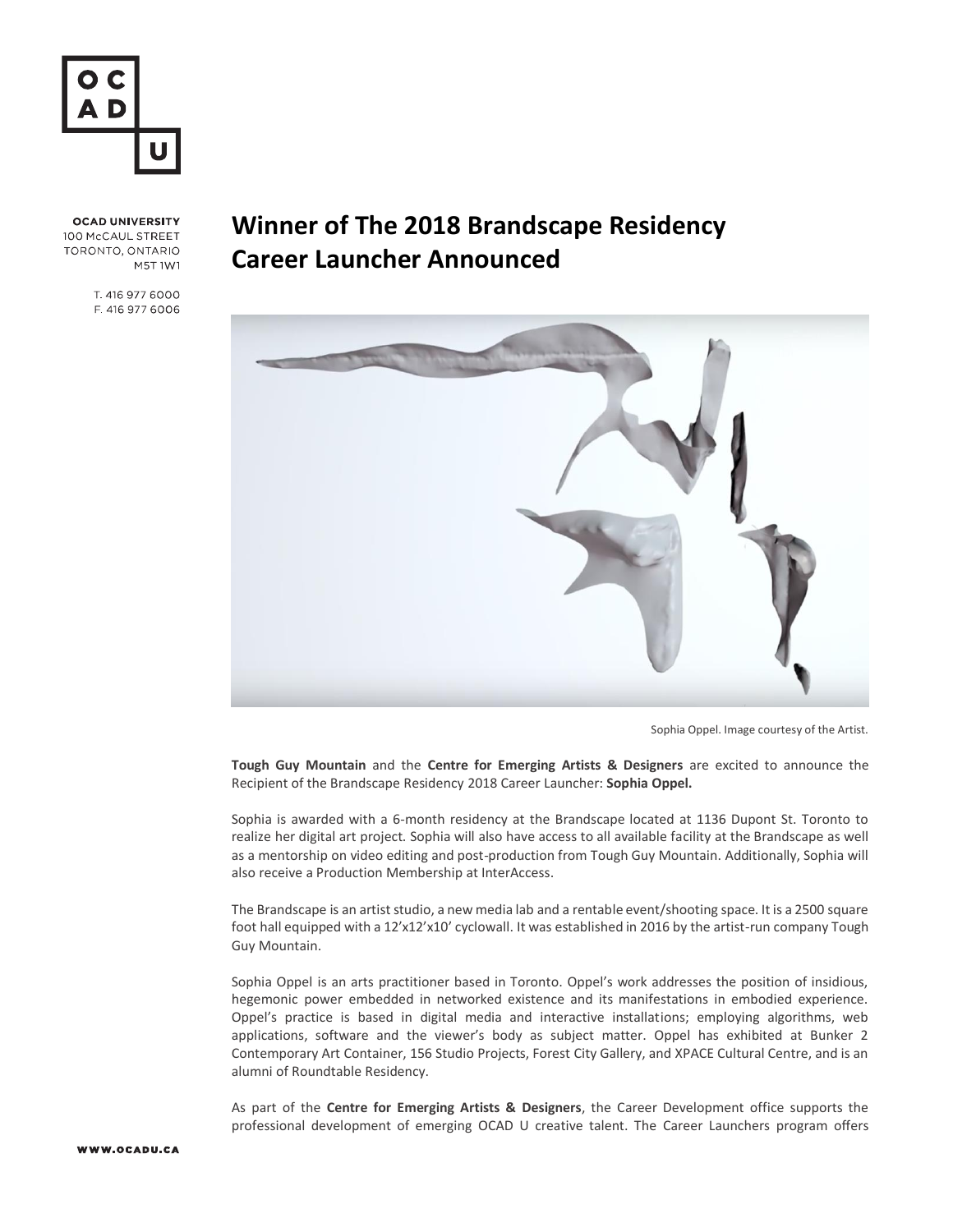OCAD UNIVERSITY
100 McCAUL STREET
TORONTO, ONTARIO
M5T 1W1

T. 416 977 6000
F. 416 977 6006

# Winner of The 2018 Brandscape Residency Career Launcher Announced

Sophia Oppel. Image courtesy of the Artist.

**Tough Guy Mountain** and the **Centre for Emerging Artists & Designers** are excited to announce the Recipient of the Brandscape Residency 2018 Career Launcher: **Sophia Oppel.**

Sophia is awarded with a 6-month residency at the Brandscape located at 1136 Dupont St. Toronto to realize her digital art project. Sophia will also have access to all available facility at the Brandscape as well as a mentorship on video editing and post-production from Tough Guy Mountain. Additionally, Sophia will also receive a Production Membership at InterAccess.

The Brandscape is an artist studio, a new media lab and a rentable event/shooting space. It is a 2500 square foot hall equipped with a 12'x12'x10' cyclowall. It was established in 2016 by the artist-run company Tough Guy Mountain.

Sophia Oppel is an arts practitioner based in Toronto. Oppel's work addresses the position of insidious, hegemonic power embedded in networked existence and its manifestations in embodied experience. Oppel's practice is based in digital media and interactive installations; employing algorithms, web applications, software and the viewer's body as subject matter. Oppel has exhibited at Bunker 2 Contemporary Art Container, 156 Studio Projects, Forest City Gallery, and XPACE Cultural Centre, and is an alumni of Roundtable Residency.

As part of the **Centre for Emerging Artists & Designers**, the Career Development office supports the professional development of emerging OCAD U creative talent. The Career Launchers program offers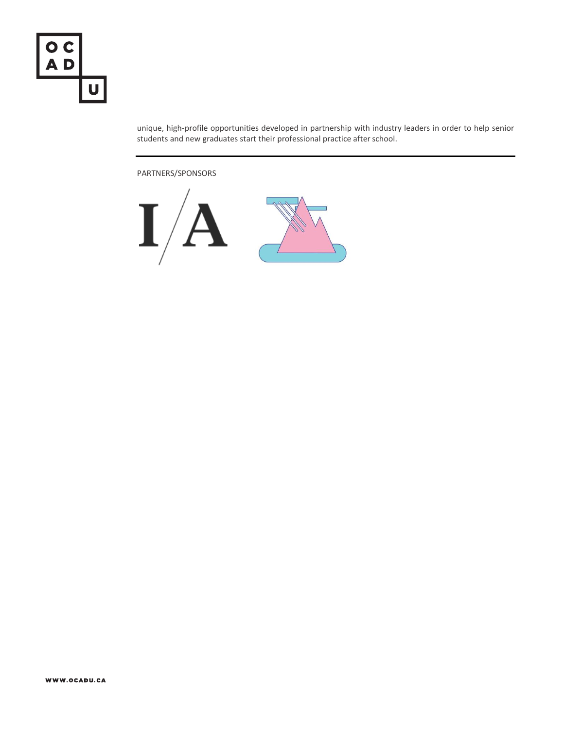unique, high-profile opportunities developed in partnership with industry leaders in order to help senior students and new graduates start their professional practice after school.

---

PARTNERS/SPONSORS